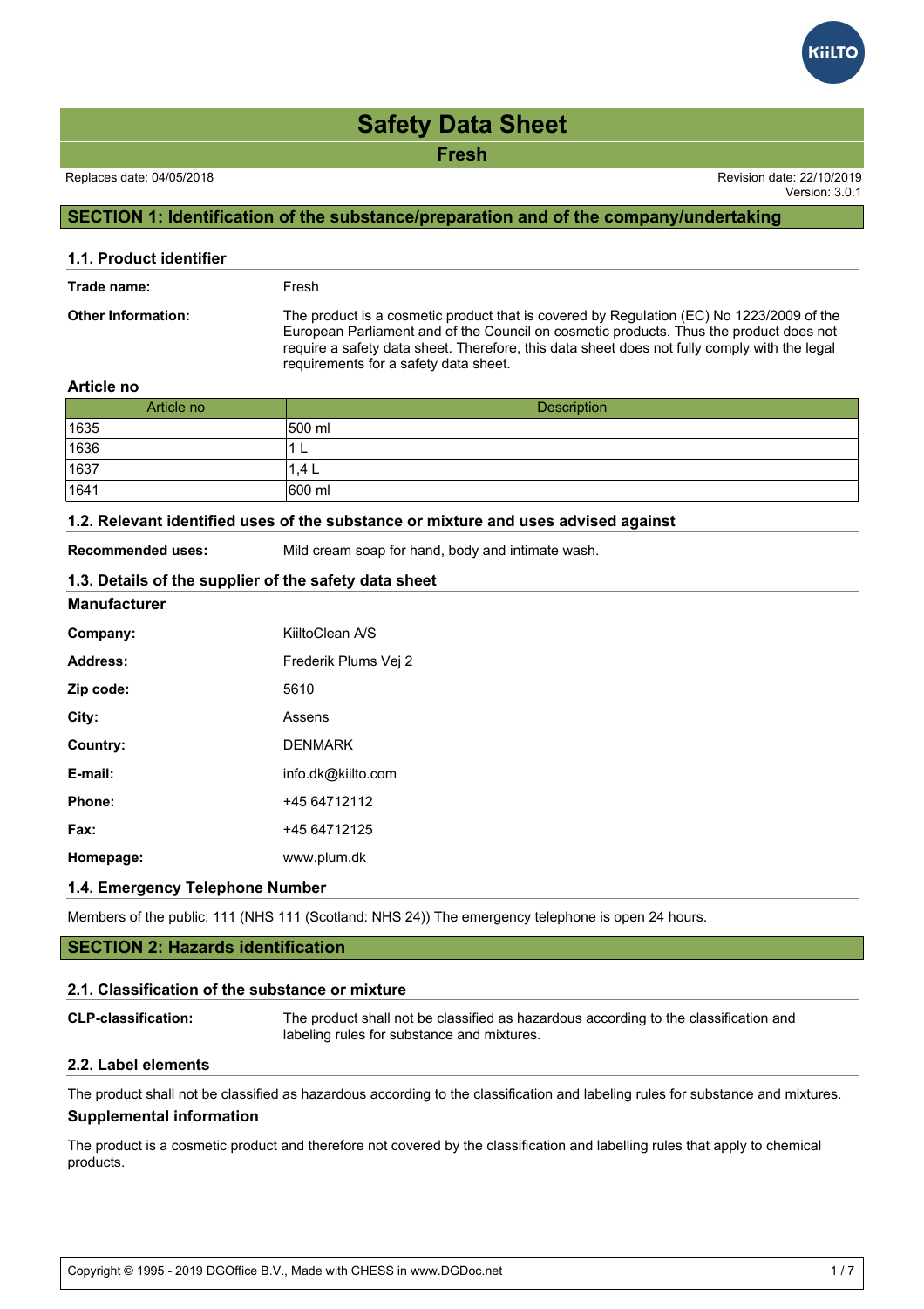# Safety Data Sheet

## Fresh

Replaces date: 04/05/2018

Revision date: 22/10/2019
Version: 3.0.1

## SECTION 1: Identification of the substance/preparation and of the company/undertaking

### 1.1. Product identifier

**Trade name:** Fresh

**Other Information:** The product is a cosmetic product that is covered by Regulation (EC) No 1223/2009 of the European Parliament and of the Council on cosmetic products. Thus the product does not require a safety data sheet. Therefore, this data sheet does not fully comply with the legal requirements for a safety data sheet.

**Article no**

| Article no | Description |
|---|---|
| 1635 | 500 ml |
| 1636 | 1 L |
| 1637 | 1,4 L |
| 1641 | 600 ml |

### 1.2. Relevant identified uses of the substance or mixture and uses advised against

**Recommended uses:** Mild cream soap for hand, body and intimate wash.

### 1.3. Details of the supplier of the safety data sheet

**Manufacturer**

**Company:** KiiltoClean A/S

**Address:** Frederik Plums Vej 2

**Zip code:** 5610

**City:** Assens

**Country:** DENMARK

**E-mail:** info.dk@kiilto.com

**Phone:** +45 64712112

**Fax:** +45 64712125

**Homepage:** www.plum.dk

### 1.4. Emergency Telephone Number

Members of the public: 111 (NHS 111 (Scotland: NHS 24)) The emergency telephone is open 24 hours.

## SECTION 2: Hazards identification

### 2.1. Classification of the substance or mixture

**CLP-classification:** The product shall not be classified as hazardous according to the classification and labeling rules for substance and mixtures.

### 2.2. Label elements

The product shall not be classified as hazardous according to the classification and labeling rules for substance and mixtures.

**Supplemental information**

The product is a cosmetic product and therefore not covered by the classification and labelling rules that apply to chemical products.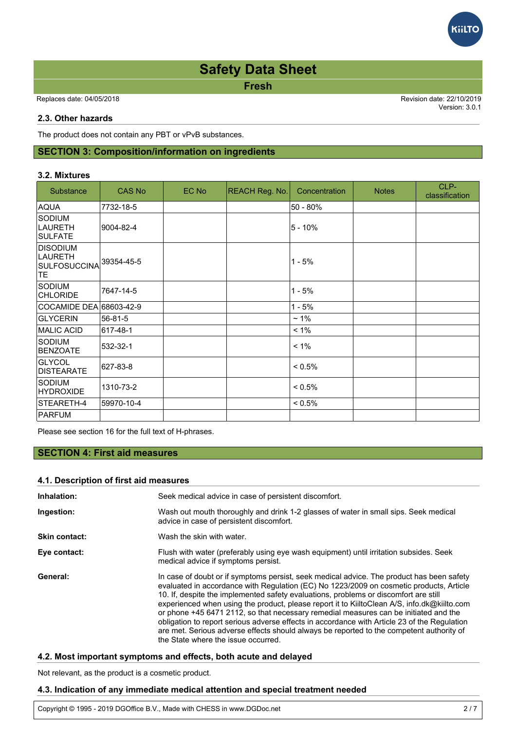### 2.3. Other hazards

The product does not contain any PBT or vPvB substances.

## SECTION 3: Composition/information on ingredients

### 3.2. Mixtures

| Substance | CAS No | EC No | REACH Reg. No. | Concentration | Notes | CLP-classification |
|---|---|---|---|---|---|---|
| AQUA | 7732-18-5 | | | 50 - 80% | | |
| SODIUM LAURETH SULFATE | 9004-82-4 | | | 5 - 10% | | |
| DISODIUM LAURETH SULFOSUCCINATE | 39354-45-5 | | | 1 - 5% | | |
| SODIUM CHLORIDE | 7647-14-5 | | | 1 - 5% | | |
| COCAMIDE DEA | 68603-42-9 | | | 1 - 5% | | |
| GLYCERIN | 56-81-5 | | | ~ 1% | | |
| MALIC ACID | 617-48-1 | | | < 1% | | |
| SODIUM BENZOATE | 532-32-1 | | | < 1% | | |
| GLYCOL DISTEARATE | 627-83-8 | | | < 0.5% | | |
| SODIUM HYDROXIDE | 1310-73-2 | | | < 0.5% | | |
| STEARETH-4 | 59970-10-4 | | | < 0.5% | | |
| PARFUM | | | | | | |

Please see section 16 for the full text of H-phrases.

## SECTION 4: First aid measures

### 4.1. Description of first aid measures

**Inhalation:** Seek medical advice in case of persistent discomfort.

**Ingestion:** Wash out mouth thoroughly and drink 1-2 glasses of water in small sips. Seek medical advice in case of persistent discomfort.

**Skin contact:** Wash the skin with water.

**Eye contact:** Flush with water (preferably using eye wash equipment) until irritation subsides. Seek medical advice if symptoms persist.

**General:** In case of doubt or if symptoms persist, seek medical advice. The product has been safety evaluated in accordance with Regulation (EC) No 1223/2009 on cosmetic products, Article 10. If, despite the implemented safety evaluations, problems or discomfort are still experienced when using the product, please report it to KiiltoClean A/S, info.dk@kiilto.com or phone +45 6471 2112, so that necessary remedial measures can be initiated and the obligation to report serious adverse effects in accordance with Article 23 of the Regulation are met. Serious adverse effects should always be reported to the competent authority of the State where the issue occurred.

### 4.2. Most important symptoms and effects, both acute and delayed

Not relevant, as the product is a cosmetic product.

### 4.3. Indication of any immediate medical attention and special treatment needed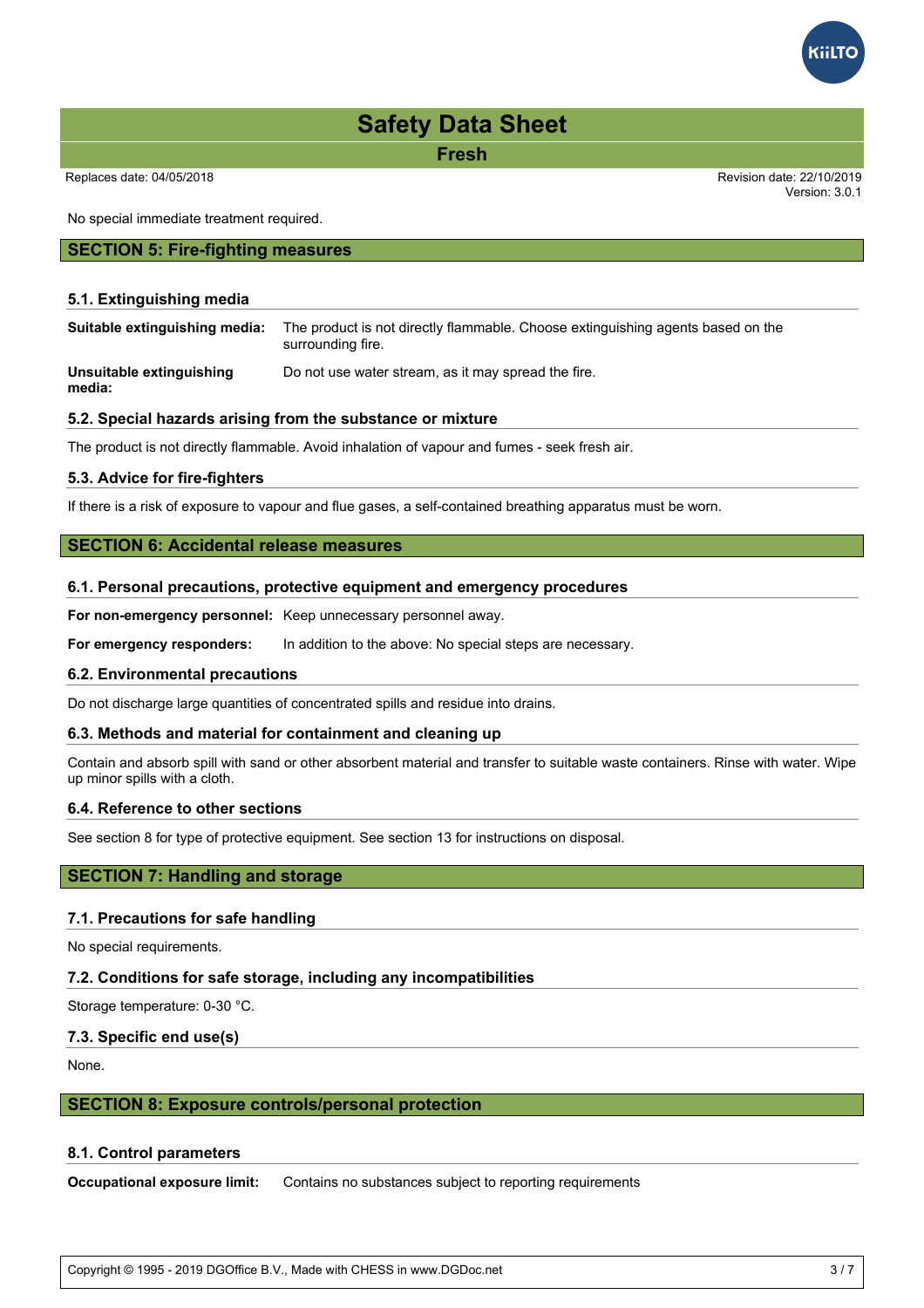No special immediate treatment required.

## SECTION 5: Fire-fighting measures

### 5.1. Extinguishing media

**Suitable extinguishing media:** The product is not directly flammable. Choose extinguishing agents based on the surrounding fire.

**Unsuitable extinguishing media:** Do not use water stream, as it may spread the fire.

### 5.2. Special hazards arising from the substance or mixture

The product is not directly flammable. Avoid inhalation of vapour and fumes - seek fresh air.

### 5.3. Advice for fire-fighters

If there is a risk of exposure to vapour and flue gases, a self-contained breathing apparatus must be worn.

## SECTION 6: Accidental release measures

### 6.1. Personal precautions, protective equipment and emergency procedures

**For non-emergency personnel:** Keep unnecessary personnel away.

**For emergency responders:** In addition to the above: No special steps are necessary.

### 6.2. Environmental precautions

Do not discharge large quantities of concentrated spills and residue into drains.

### 6.3. Methods and material for containment and cleaning up

Contain and absorb spill with sand or other absorbent material and transfer to suitable waste containers. Rinse with water. Wipe up minor spills with a cloth.

### 6.4. Reference to other sections

See section 8 for type of protective equipment. See section 13 for instructions on disposal.

## SECTION 7: Handling and storage

### 7.1. Precautions for safe handling

No special requirements.

### 7.2. Conditions for safe storage, including any incompatibilities

Storage temperature: 0-30 °C.

### 7.3. Specific end use(s)

None.

## SECTION 8: Exposure controls/personal protection

### 8.1. Control parameters

**Occupational exposure limit:** Contains no substances subject to reporting requirements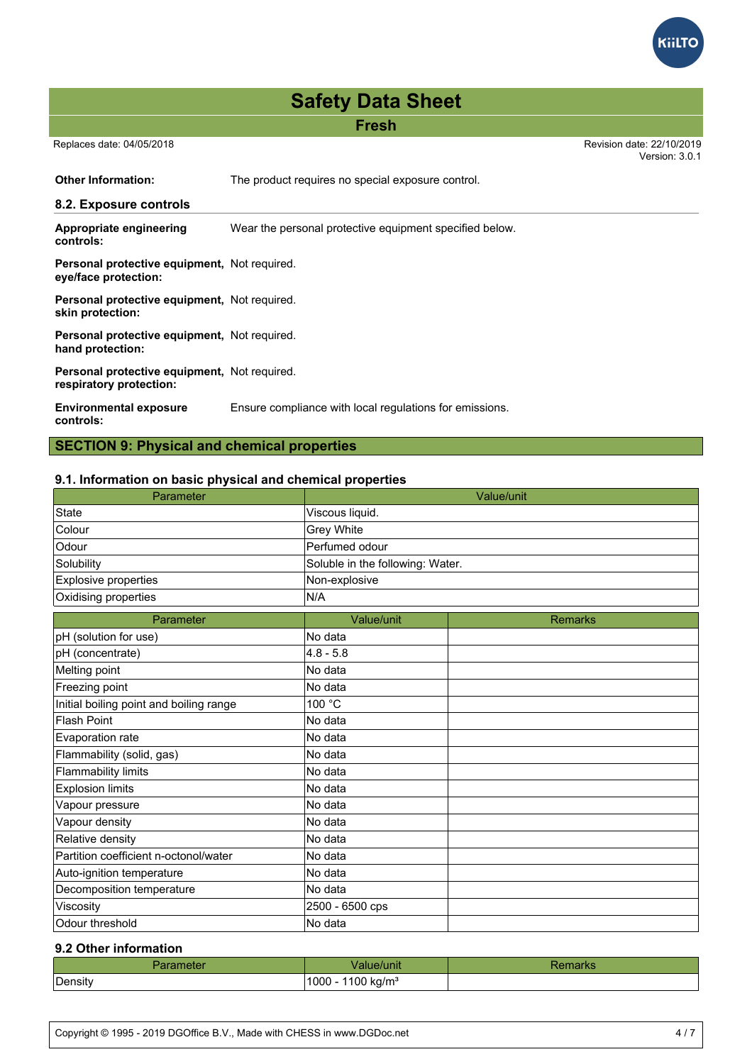**Other Information:** The product requires no special exposure control.

### 8.2. Exposure controls

**Appropriate engineering controls:** Wear the personal protective equipment specified below.

**Personal protective equipment, eye/face protection:** Not required.

**Personal protective equipment, skin protection:** Not required.

**Personal protective equipment, hand protection:** Not required.

**Personal protective equipment, respiratory protection:** Not required.

**Environmental exposure controls:** Ensure compliance with local regulations for emissions.

## SECTION 9: Physical and chemical properties

### 9.1. Information on basic physical and chemical properties

| Parameter | Value/unit |
|---|---|
| State | Viscous liquid. |
| Colour | Grey White |
| Odour | Perfumed odour |
| Solubility | Soluble in the following: Water. |
| Explosive properties | Non-explosive |
| Oxidising properties | N/A |

| Parameter | Value/unit | Remarks |
|---|---|---|
| pH (solution for use) | No data | |
| pH (concentrate) | 4.8 - 5.8 | |
| Melting point | No data | |
| Freezing point | No data | |
| Initial boiling point and boiling range | 100 °C | |
| Flash Point | No data | |
| Evaporation rate | No data | |
| Flammability (solid, gas) | No data | |
| Flammability limits | No data | |
| Explosion limits | No data | |
| Vapour pressure | No data | |
| Vapour density | No data | |
| Relative density | No data | |
| Partition coefficient n-octonol/water | No data | |
| Auto-ignition temperature | No data | |
| Decomposition temperature | No data | |
| Viscosity | 2500 - 6500 cps | |
| Odour threshold | No data | |

### 9.2 Other information

| Parameter | Value/unit | Remarks |
|---|---|---|
| Density | 1000 - 1100 kg/m³ | |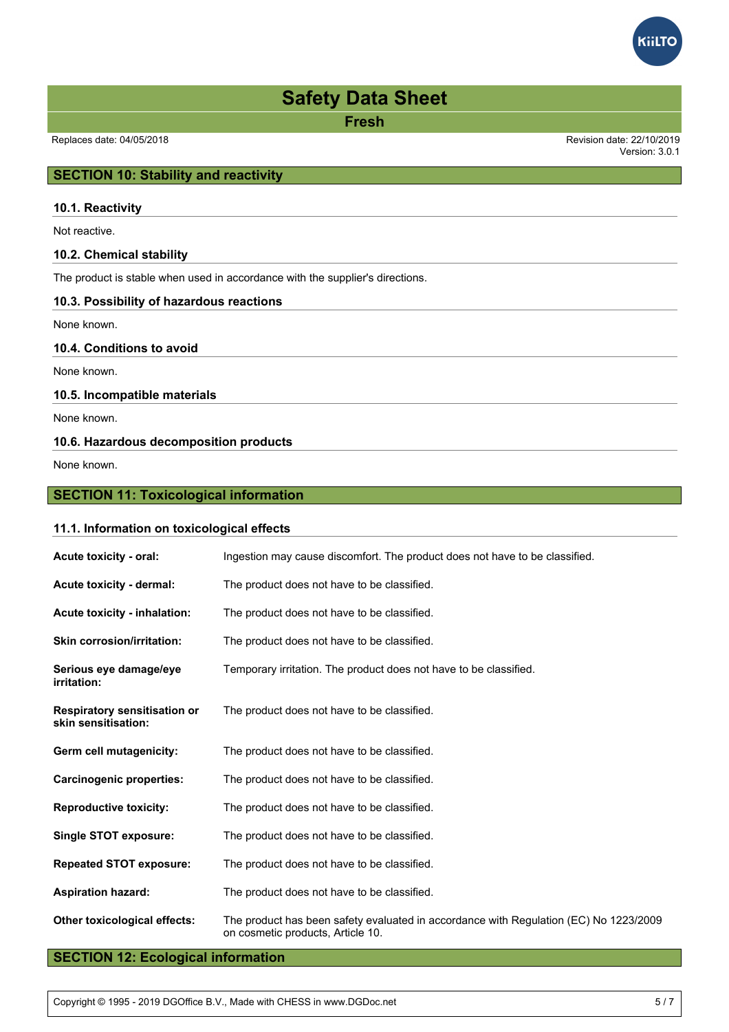## SECTION 10: Stability and reactivity

### 10.1. Reactivity

Not reactive.

### 10.2. Chemical stability

The product is stable when used in accordance with the supplier's directions.

### 10.3. Possibility of hazardous reactions

None known.

### 10.4. Conditions to avoid

None known.

### 10.5. Incompatible materials

None known.

### 10.6. Hazardous decomposition products

None known.

## SECTION 11: Toxicological information

### 11.1. Information on toxicological effects

| | |
|---|---|
| **Acute toxicity - oral:** | Ingestion may cause discomfort. The product does not have to be classified. |
| **Acute toxicity - dermal:** | The product does not have to be classified. |
| **Acute toxicity - inhalation:** | The product does not have to be classified. |
| **Skin corrosion/irritation:** | The product does not have to be classified. |
| **Serious eye damage/eye irritation:** | Temporary irritation. The product does not have to be classified. |
| **Respiratory sensitisation or skin sensitisation:** | The product does not have to be classified. |
| **Germ cell mutagenicity:** | The product does not have to be classified. |
| **Carcinogenic properties:** | The product does not have to be classified. |
| **Reproductive toxicity:** | The product does not have to be classified. |
| **Single STOT exposure:** | The product does not have to be classified. |
| **Repeated STOT exposure:** | The product does not have to be classified. |
| **Aspiration hazard:** | The product does not have to be classified. |
| **Other toxicological effects:** | The product has been safety evaluated in accordance with Regulation (EC) No 1223/2009 on cosmetic products, Article 10. |

## SECTION 12: Ecological information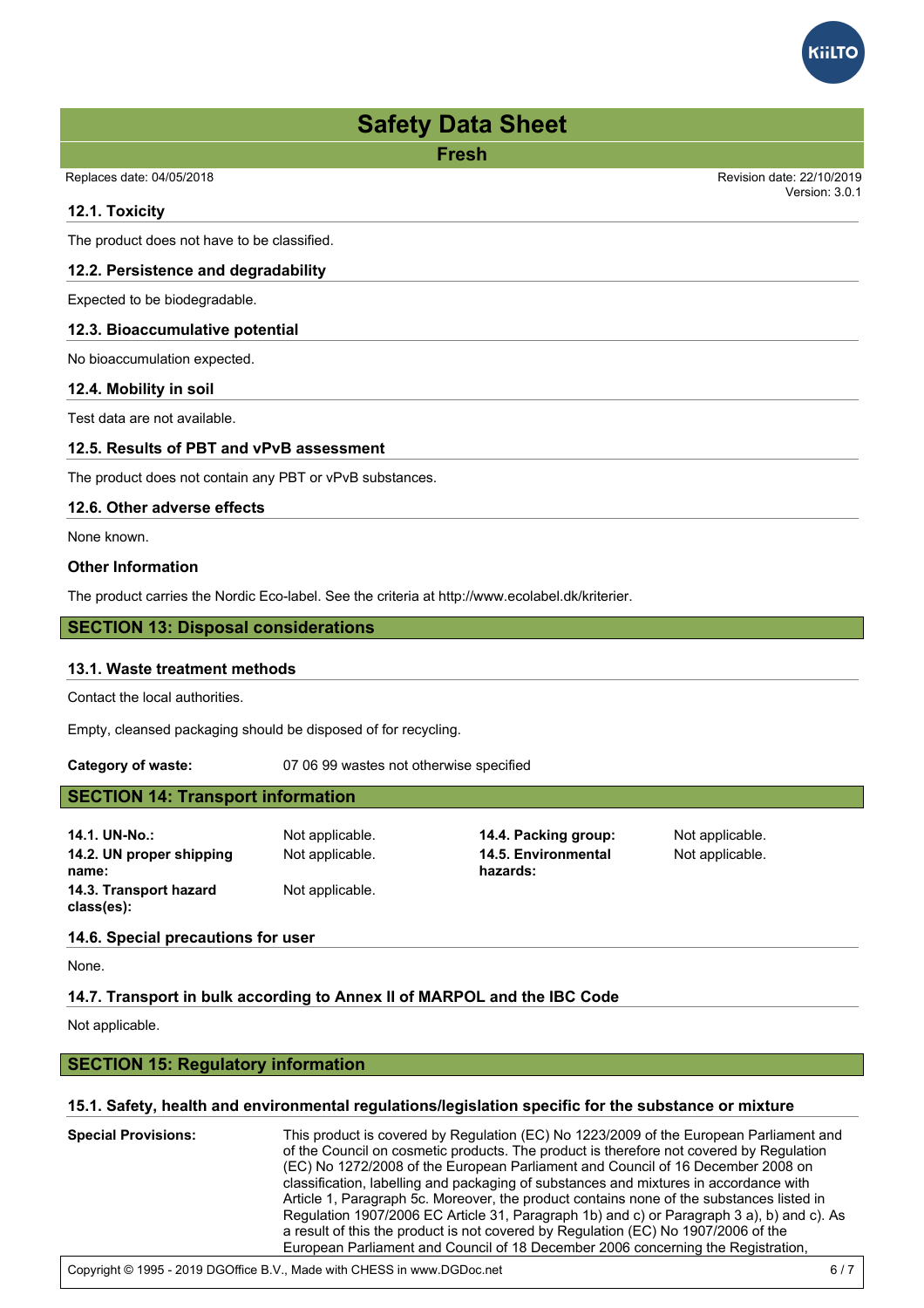### 12.1. Toxicity

The product does not have to be classified.

### 12.2. Persistence and degradability

Expected to be biodegradable.

### 12.3. Bioaccumulative potential

No bioaccumulation expected.

### 12.4. Mobility in soil

Test data are not available.

### 12.5. Results of PBT and vPvB assessment

The product does not contain any PBT or vPvB substances.

### 12.6. Other adverse effects

None known.

### Other Information

The product carries the Nordic Eco-label. See the criteria at http://www.ecolabel.dk/kriterier.

## SECTION 13: Disposal considerations

### 13.1. Waste treatment methods

Contact the local authorities.

Empty, cleansed packaging should be disposed of for recycling.

**Category of waste:** 07 06 99 wastes not otherwise specified

## SECTION 14: Transport information

**14.1. UN-No.:** Not applicable.

**14.2. UN proper shipping name:** Not applicable.

**14.3. Transport hazard class(es):** Not applicable.

**14.4. Packing group:** Not applicable.

**14.5. Environmental hazards:** Not applicable.

### 14.6. Special precautions for user

None.

### 14.7. Transport in bulk according to Annex II of MARPOL and the IBC Code

Not applicable.

## SECTION 15: Regulatory information

### 15.1. Safety, health and environmental regulations/legislation specific for the substance or mixture

**Special Provisions:** This product is covered by Regulation (EC) No 1223/2009 of the European Parliament and of the Council on cosmetic products. The product is therefore not covered by Regulation (EC) No 1272/2008 of the European Parliament and Council of 16 December 2008 on classification, labelling and packaging of substances and mixtures in accordance with Article 1, Paragraph 5c. Moreover, the product contains none of the substances listed in Regulation 1907/2006 EC Article 31, Paragraph 1b) and c) or Paragraph 3 a), b) and c). As a result of this the product is not covered by Regulation (EC) No 1907/2006 of the European Parliament and Council of 18 December 2006 concerning the Registration,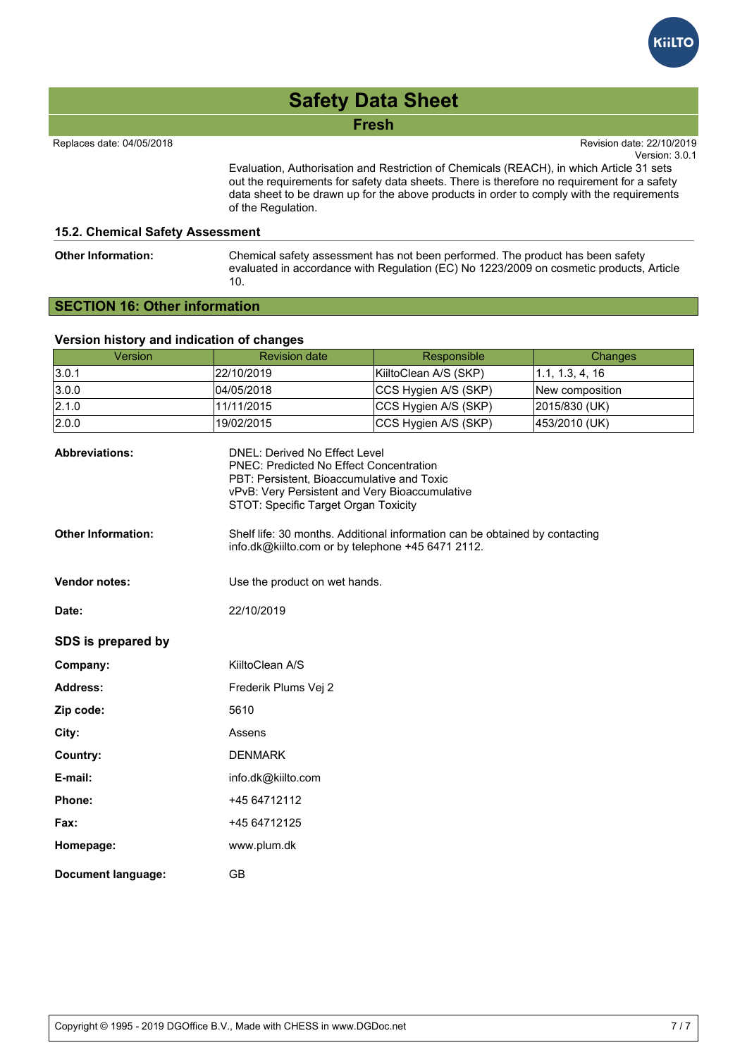Evaluation, Authorisation and Restriction of Chemicals (REACH), in which Article 31 sets out the requirements for safety data sheets. There is therefore no requirement for a safety data sheet to be drawn up for the above products in order to comply with the requirements of the Regulation.

### 15.2. Chemical Safety Assessment

**Other Information:** Chemical safety assessment has not been performed. The product has been safety evaluated in accordance with Regulation (EC) No 1223/2009 on cosmetic products, Article 10.

## SECTION 16: Other information

### Version history and indication of changes

| Version | Revision date | Responsible | Changes |
|---|---|---|---|
| 3.0.1 | 22/10/2019 | KiiltoClean A/S (SKP) | 1.1, 1.3, 4, 16 |
| 3.0.0 | 04/05/2018 | CCS Hygien A/S (SKP) | New composition |
| 2.1.0 | 11/11/2015 | CCS Hygien A/S (SKP) | 2015/830 (UK) |
| 2.0.0 | 19/02/2015 | CCS Hygien A/S (SKP) | 453/2010 (UK) |

**Abbreviations:**
DNEL: Derived No Effect Level
PNEC: Predicted No Effect Concentration
PBT: Persistent, Bioaccumulative and Toxic
vPvB: Very Persistent and Very Bioaccumulative
STOT: Specific Target Organ Toxicity

**Other Information:** Shelf life: 30 months. Additional information can be obtained by contacting info.dk@kiilto.com or by telephone +45 6471 2112.

**Vendor notes:** Use the product on wet hands.

**Date:** 22/10/2019

### SDS is prepared by

**Company:** KiiltoClean A/S

**Address:** Frederik Plums Vej 2

**Zip code:** 5610

**City:** Assens

**Country:** DENMARK

**E-mail:** info.dk@kiilto.com

**Phone:** +45 64712112

**Fax:** +45 64712125

**Homepage:** www.plum.dk

**Document language:** GB